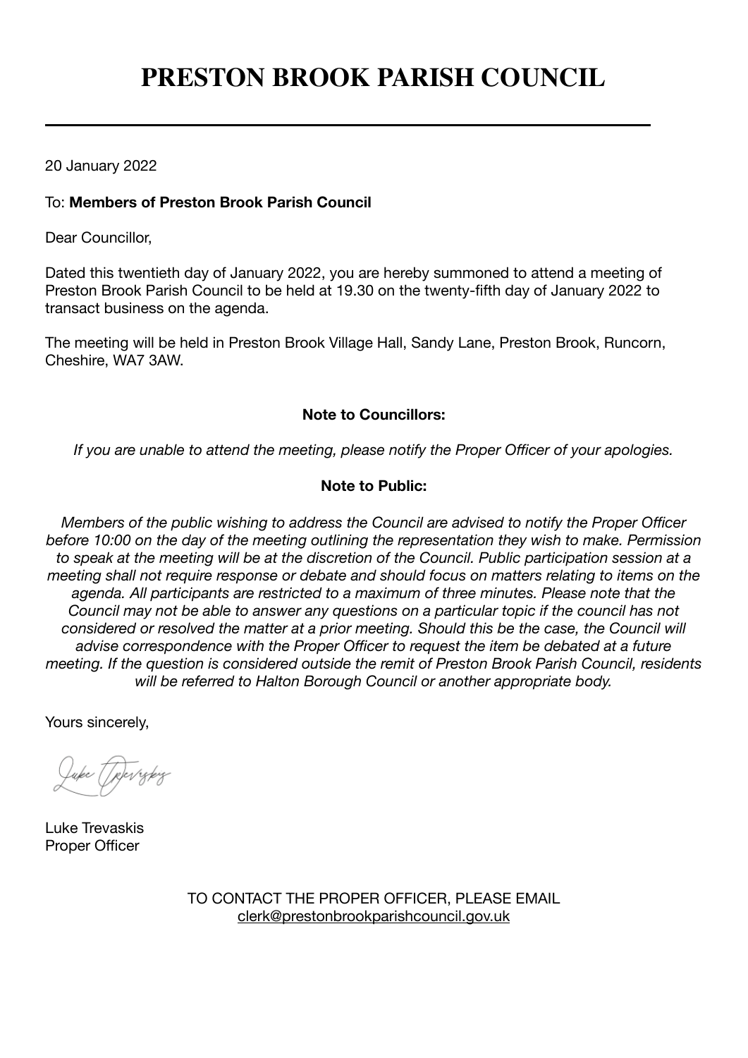# PRESTON BROOK PARISH COUNCIL

---

20 January 2022

To: **Members of Preston Brook Parish Council**

Dear Councillor,

Dated this twentieth day of January 2022, you are hereby summoned to attend a meeting of Preston Brook Parish Council to be held at 19.30 on the twenty-fifth day of January 2022 to transact business on the agenda.

The meeting will be held in Preston Brook Village Hall, Sandy Lane, Preston Brook, Runcorn, Cheshire, WA7 3AW.

**Note to Councillors:**

*If you are unable to attend the meeting, please notify the Proper Officer of your apologies.*

**Note to Public:**

*Members of the public wishing to address the Council are advised to notify the Proper Officer before 10:00 on the day of the meeting outlining the representation they wish to make. Permission to speak at the meeting will be at the discretion of the Council. Public participation session at a meeting shall not require response or debate and should focus on matters relating to items on the agenda. All participants are restricted to a maximum of three minutes. Please note that the Council may not be able to answer any questions on a particular topic if the council has not considered or resolved the matter at a prior meeting. Should this be the case, the Council will advise correspondence with the Proper Officer to request the item be debated at a future meeting. If the question is considered outside the remit of Preston Brook Parish Council, residents will be referred to Halton Borough Council or another appropriate body.*

Yours sincerely,

Luke Trevaskis
Proper Officer

TO CONTACT THE PROPER OFFICER, PLEASE EMAIL
clerk@prestonbrookparishcouncil.gov.uk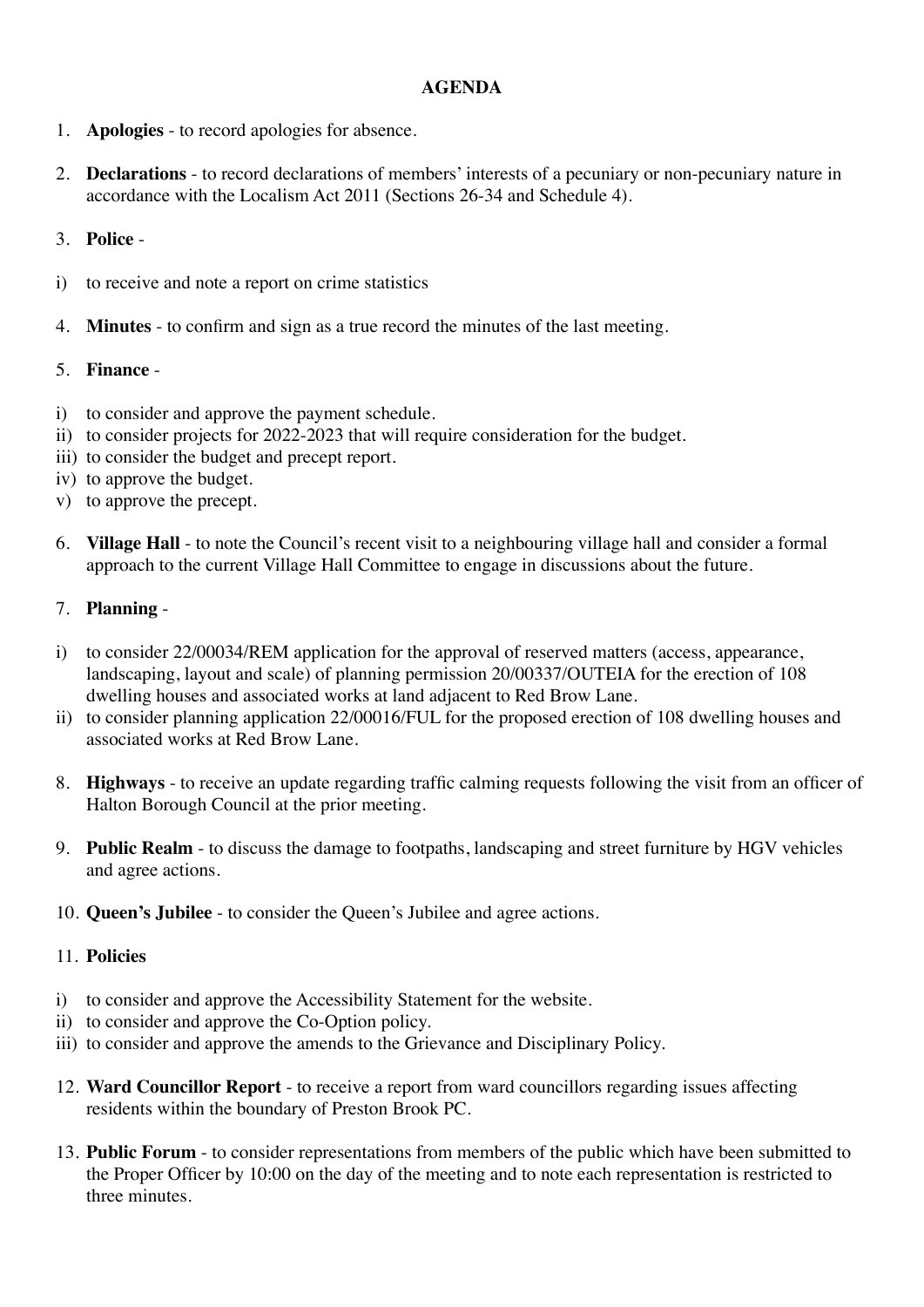# AGENDA

1. **Apologies** - to record apologies for absence.

2. **Declarations** - to record declarations of members' interests of a pecuniary or non-pecuniary nature in accordance with the Localism Act 2011 (Sections 26-34 and Schedule 4).

3. **Police** -

i) to receive and note a report on crime statistics

4. **Minutes** - to confirm and sign as a true record the minutes of the last meeting.

5. **Finance** -

i) to consider and approve the payment schedule.
ii) to consider projects for 2022-2023 that will require consideration for the budget.
iii) to consider the budget and precept report.
iv) to approve the budget.
v) to approve the precept.

6. **Village Hall** - to note the Council's recent visit to a neighbouring village hall and consider a formal approach to the current Village Hall Committee to engage in discussions about the future.

7. **Planning** -

i) to consider 22/00034/REM application for the approval of reserved matters (access, appearance, landscaping, layout and scale) of planning permission 20/00337/OUTEIA for the erection of 108 dwelling houses and associated works at land adjacent to Red Brow Lane.
ii) to consider planning application 22/00016/FUL for the proposed erection of 108 dwelling houses and associated works at Red Brow Lane.

8. **Highways** - to receive an update regarding traffic calming requests following the visit from an officer of Halton Borough Council at the prior meeting.

9. **Public Realm** - to discuss the damage to footpaths, landscaping and street furniture by HGV vehicles and agree actions.

10. **Queen's Jubilee** - to consider the Queen's Jubilee and agree actions.

11. **Policies**

i) to consider and approve the Accessibility Statement for the website.
ii) to consider and approve the Co-Option policy.
iii) to consider and approve the amends to the Grievance and Disciplinary Policy.

12. **Ward Councillor Report** - to receive a report from ward councillors regarding issues affecting residents within the boundary of Preston Brook PC.

13. **Public Forum** - to consider representations from members of the public which have been submitted to the Proper Officer by 10:00 on the day of the meeting and to note each representation is restricted to three minutes.